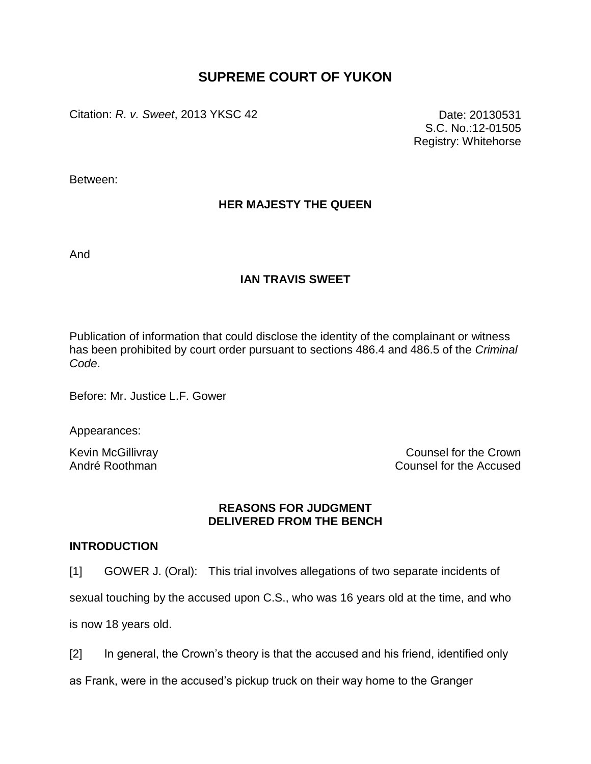# SUPREME COURT OF YUKON

Citation: *R. v. Sweet*, 2013 YKSC 42

Date: 20130531
S.C. No.:12-01505
Registry: Whitehorse

Between:

**HER MAJESTY THE QUEEN**

And

**IAN TRAVIS SWEET**

Publication of information that could disclose the identity of the complainant or witness has been prohibited by court order pursuant to sections 486.4 and 486.5 of the *Criminal Code*.

Before: Mr. Justice L.F. Gower

Appearances:

| | |
|---|---|
| Kevin McGillivray | Counsel for the Crown |
| André Roothman | Counsel for the Accused |

**REASONS FOR JUDGMENT**
**DELIVERED FROM THE BENCH**

## INTRODUCTION

[1] GOWER J. (Oral): This trial involves allegations of two separate incidents of sexual touching by the accused upon C.S., who was 16 years old at the time, and who is now 18 years old.

[2] In general, the Crown's theory is that the accused and his friend, identified only as Frank, were in the accused's pickup truck on their way home to the Granger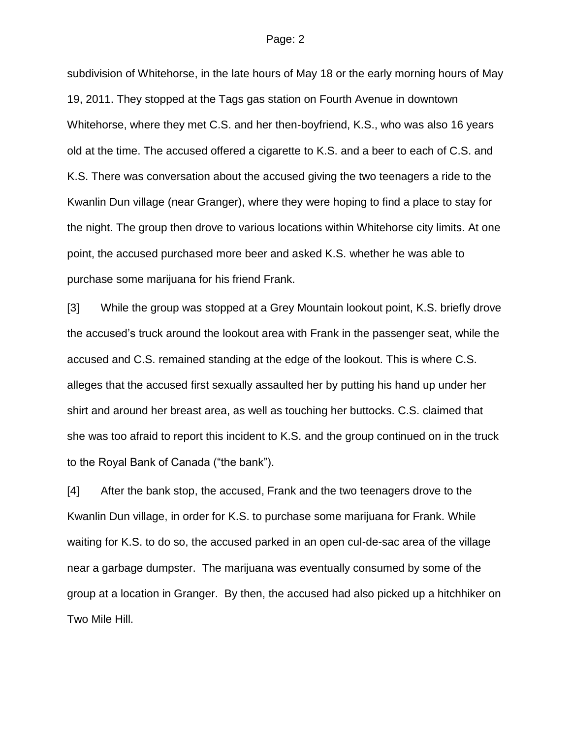subdivision of Whitehorse, in the late hours of May 18 or the early morning hours of May 19, 2011. They stopped at the Tags gas station on Fourth Avenue in downtown Whitehorse, where they met C.S. and her then-boyfriend, K.S., who was also 16 years old at the time. The accused offered a cigarette to K.S. and a beer to each of C.S. and K.S. There was conversation about the accused giving the two teenagers a ride to the Kwanlin Dun village (near Granger), where they were hoping to find a place to stay for the night. The group then drove to various locations within Whitehorse city limits. At one point, the accused purchased more beer and asked K.S. whether he was able to purchase some marijuana for his friend Frank.

[3] While the group was stopped at a Grey Mountain lookout point, K.S. briefly drove the accused's truck around the lookout area with Frank in the passenger seat, while the accused and C.S. remained standing at the edge of the lookout. This is where C.S. alleges that the accused first sexually assaulted her by putting his hand up under her shirt and around her breast area, as well as touching her buttocks. C.S. claimed that she was too afraid to report this incident to K.S. and the group continued on in the truck to the Royal Bank of Canada ("the bank").

[4] After the bank stop, the accused, Frank and the two teenagers drove to the Kwanlin Dun village, in order for K.S. to purchase some marijuana for Frank. While waiting for K.S. to do so, the accused parked in an open cul-de-sac area of the village near a garbage dumpster. The marijuana was eventually consumed by some of the group at a location in Granger. By then, the accused had also picked up a hitchhiker on Two Mile Hill.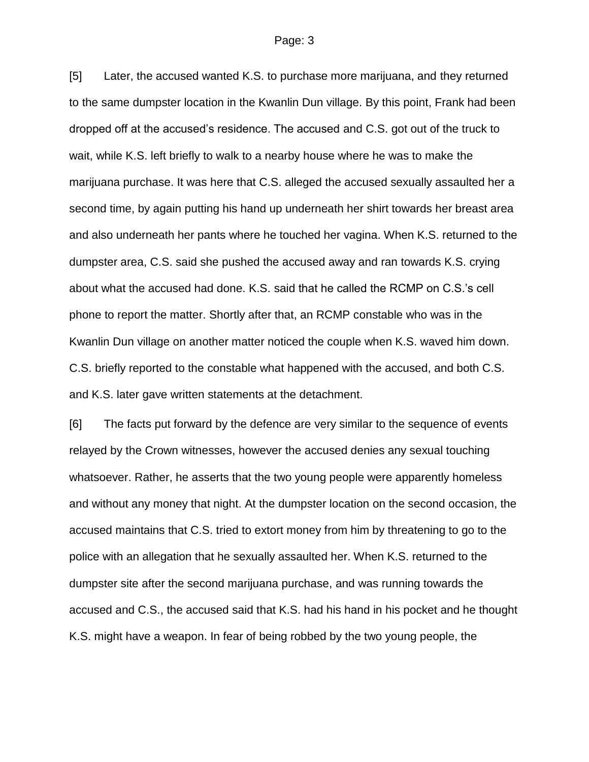[5] Later, the accused wanted K.S. to purchase more marijuana, and they returned to the same dumpster location in the Kwanlin Dun village. By this point, Frank had been dropped off at the accused's residence. The accused and C.S. got out of the truck to wait, while K.S. left briefly to walk to a nearby house where he was to make the marijuana purchase. It was here that C.S. alleged the accused sexually assaulted her a second time, by again putting his hand up underneath her shirt towards her breast area and also underneath her pants where he touched her vagina. When K.S. returned to the dumpster area, C.S. said she pushed the accused away and ran towards K.S. crying about what the accused had done. K.S. said that he called the RCMP on C.S.'s cell phone to report the matter. Shortly after that, an RCMP constable who was in the Kwanlin Dun village on another matter noticed the couple when K.S. waved him down. C.S. briefly reported to the constable what happened with the accused, and both C.S. and K.S. later gave written statements at the detachment.

[6] The facts put forward by the defence are very similar to the sequence of events relayed by the Crown witnesses, however the accused denies any sexual touching whatsoever. Rather, he asserts that the two young people were apparently homeless and without any money that night. At the dumpster location on the second occasion, the accused maintains that C.S. tried to extort money from him by threatening to go to the police with an allegation that he sexually assaulted her. When K.S. returned to the dumpster site after the second marijuana purchase, and was running towards the accused and C.S., the accused said that K.S. had his hand in his pocket and he thought K.S. might have a weapon. In fear of being robbed by the two young people, the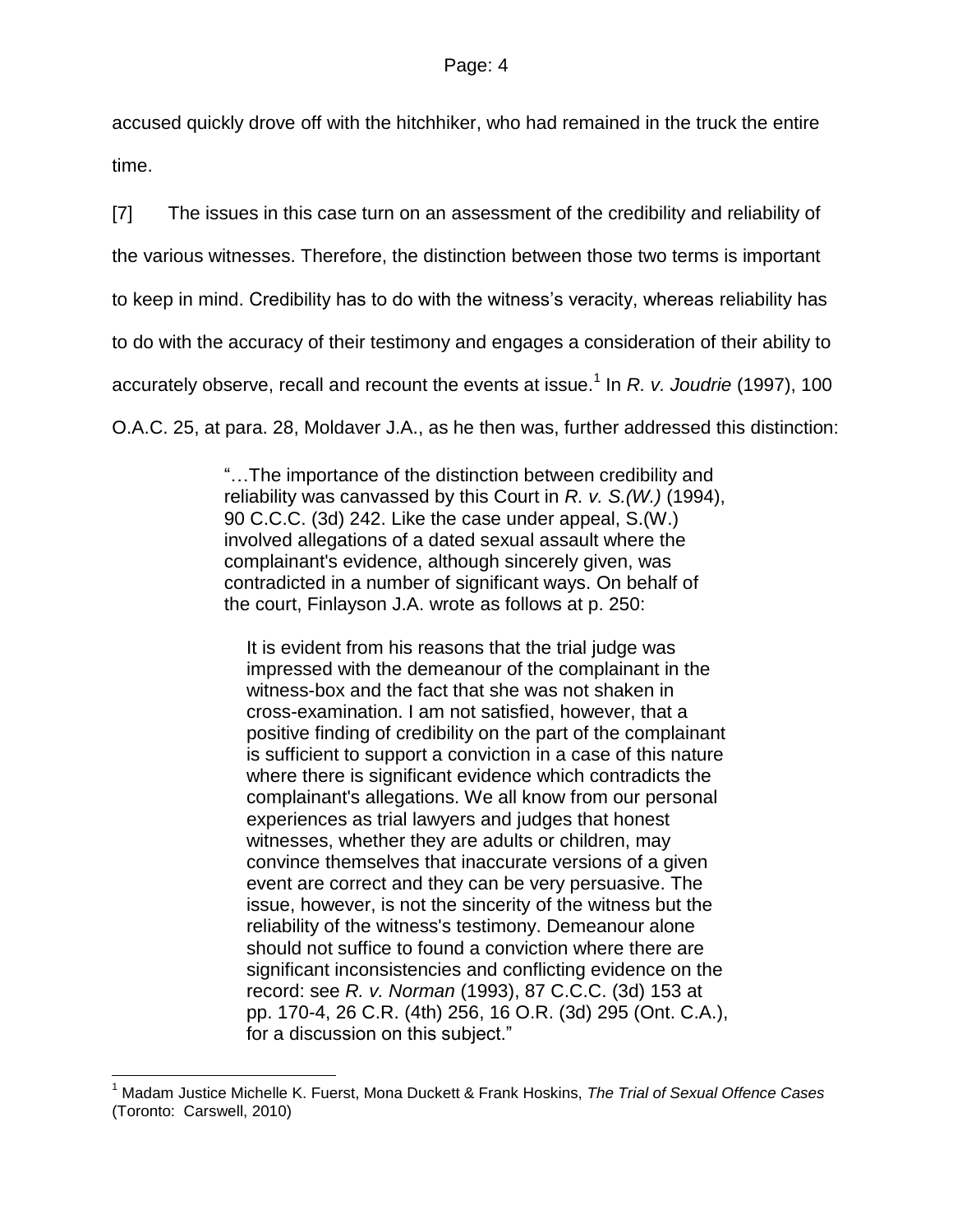accused quickly drove off with the hitchhiker, who had remained in the truck the entire time.

[7] The issues in this case turn on an assessment of the credibility and reliability of the various witnesses. Therefore, the distinction between those two terms is important to keep in mind. Credibility has to do with the witness's veracity, whereas reliability has to do with the accuracy of their testimony and engages a consideration of their ability to accurately observe, recall and recount the events at issue.[1] In *R. v. Joudrie* (1997), 100 O.A.C. 25, at para. 28, Moldaver J.A., as he then was, further addressed this distinction:

> "…The importance of the distinction between credibility and reliability was canvassed by this Court in *R. v. S.(W.)* (1994), 90 C.C.C. (3d) 242. Like the case under appeal, S.(W.) involved allegations of a dated sexual assault where the complainant's evidence, although sincerely given, was contradicted in a number of significant ways. On behalf of the court, Finlayson J.A. wrote as follows at p. 250:
>
> > It is evident from his reasons that the trial judge was impressed with the demeanour of the complainant in the witness-box and the fact that she was not shaken in cross-examination. I am not satisfied, however, that a positive finding of credibility on the part of the complainant is sufficient to support a conviction in a case of this nature where there is significant evidence which contradicts the complainant's allegations. We all know from our personal experiences as trial lawyers and judges that honest witnesses, whether they are adults or children, may convince themselves that inaccurate versions of a given event are correct and they can be very persuasive. The issue, however, is not the sincerity of the witness but the reliability of the witness's testimony. Demeanour alone should not suffice to found a conviction where there are significant inconsistencies and conflicting evidence on the record: see *R. v. Norman* (1993), 87 C.C.C. (3d) 153 at pp. 170-4, 26 C.R. (4th) 256, 16 O.R. (3d) 295 (Ont. C.A.), for a discussion on this subject."

---

[1] Madam Justice Michelle K. Fuerst, Mona Duckett & Frank Hoskins, *The Trial of Sexual Offence Cases* (Toronto: Carswell, 2010)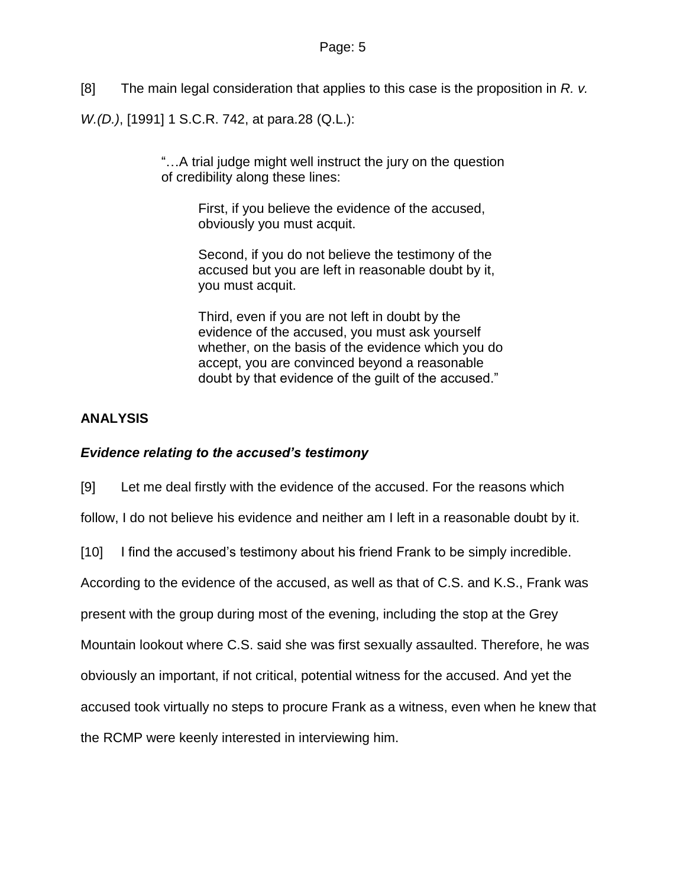[8] The main legal consideration that applies to this case is the proposition in *R. v. W.(D.)*, [1991] 1 S.C.R. 742, at para.28 (Q.L.):

> "…A trial judge might well instruct the jury on the question of credibility along these lines:
>
> > First, if you believe the evidence of the accused, obviously you must acquit.
> >
> > Second, if you do not believe the testimony of the accused but you are left in reasonable doubt by it, you must acquit.
> >
> > Third, even if you are not left in doubt by the evidence of the accused, you must ask yourself whether, on the basis of the evidence which you do accept, you are convinced beyond a reasonable doubt by that evidence of the guilt of the accused."

## ANALYSIS

### *Evidence relating to the accused's testimony*

[9] Let me deal firstly with the evidence of the accused. For the reasons which follow, I do not believe his evidence and neither am I left in a reasonable doubt by it.

[10] I find the accused's testimony about his friend Frank to be simply incredible. According to the evidence of the accused, as well as that of C.S. and K.S., Frank was present with the group during most of the evening, including the stop at the Grey Mountain lookout where C.S. said she was first sexually assaulted. Therefore, he was obviously an important, if not critical, potential witness for the accused. And yet the accused took virtually no steps to procure Frank as a witness, even when he knew that the RCMP were keenly interested in interviewing him.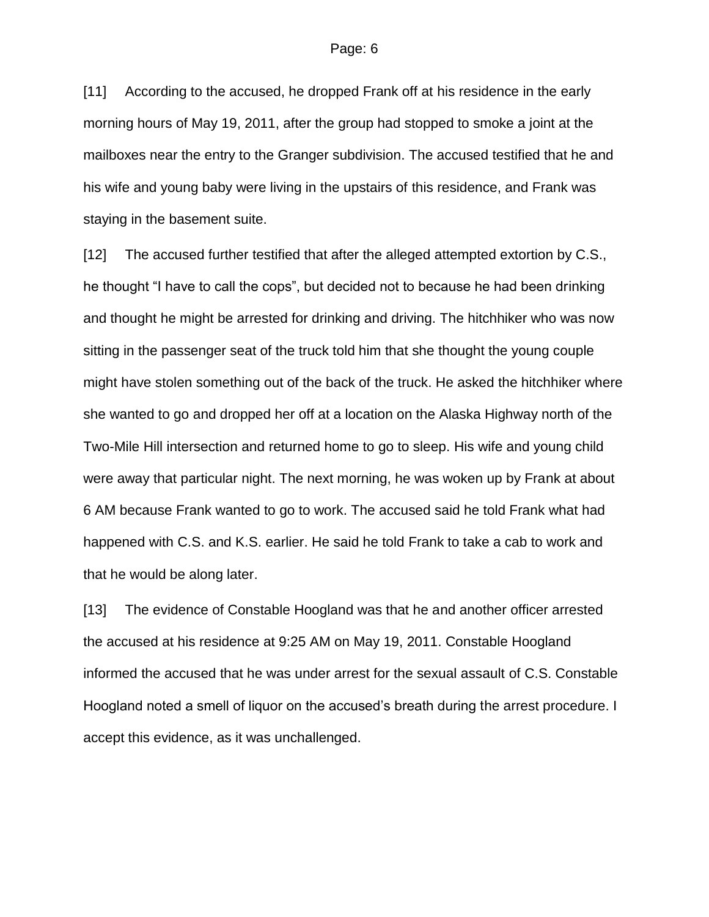[11] According to the accused, he dropped Frank off at his residence in the early morning hours of May 19, 2011, after the group had stopped to smoke a joint at the mailboxes near the entry to the Granger subdivision. The accused testified that he and his wife and young baby were living in the upstairs of this residence, and Frank was staying in the basement suite.

[12] The accused further testified that after the alleged attempted extortion by C.S., he thought "I have to call the cops", but decided not to because he had been drinking and thought he might be arrested for drinking and driving. The hitchhiker who was now sitting in the passenger seat of the truck told him that she thought the young couple might have stolen something out of the back of the truck. He asked the hitchhiker where she wanted to go and dropped her off at a location on the Alaska Highway north of the Two-Mile Hill intersection and returned home to go to sleep. His wife and young child were away that particular night. The next morning, he was woken up by Frank at about 6 AM because Frank wanted to go to work. The accused said he told Frank what had happened with C.S. and K.S. earlier. He said he told Frank to take a cab to work and that he would be along later.

[13] The evidence of Constable Hoogland was that he and another officer arrested the accused at his residence at 9:25 AM on May 19, 2011. Constable Hoogland informed the accused that he was under arrest for the sexual assault of C.S. Constable Hoogland noted a smell of liquor on the accused's breath during the arrest procedure. I accept this evidence, as it was unchallenged.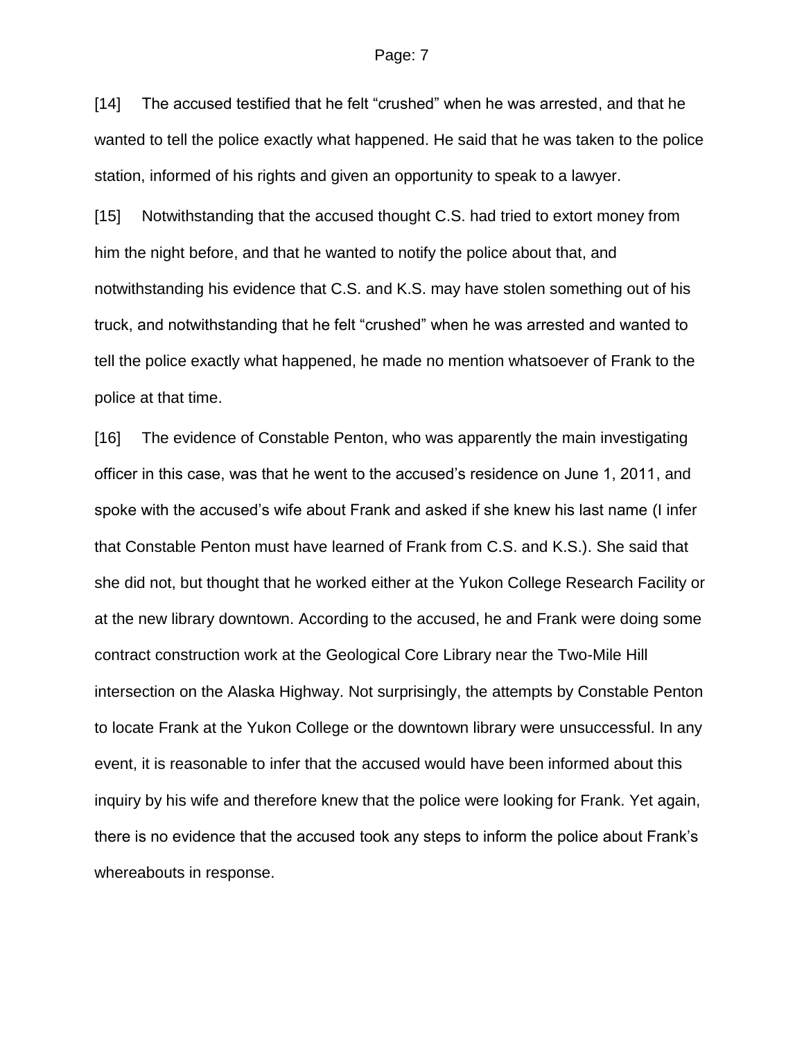[14] The accused testified that he felt "crushed" when he was arrested, and that he wanted to tell the police exactly what happened. He said that he was taken to the police station, informed of his rights and given an opportunity to speak to a lawyer.

[15] Notwithstanding that the accused thought C.S. had tried to extort money from him the night before, and that he wanted to notify the police about that, and notwithstanding his evidence that C.S. and K.S. may have stolen something out of his truck, and notwithstanding that he felt "crushed" when he was arrested and wanted to tell the police exactly what happened, he made no mention whatsoever of Frank to the police at that time.

[16] The evidence of Constable Penton, who was apparently the main investigating officer in this case, was that he went to the accused's residence on June 1, 2011, and spoke with the accused's wife about Frank and asked if she knew his last name (I infer that Constable Penton must have learned of Frank from C.S. and K.S.). She said that she did not, but thought that he worked either at the Yukon College Research Facility or at the new library downtown. According to the accused, he and Frank were doing some contract construction work at the Geological Core Library near the Two-Mile Hill intersection on the Alaska Highway. Not surprisingly, the attempts by Constable Penton to locate Frank at the Yukon College or the downtown library were unsuccessful. In any event, it is reasonable to infer that the accused would have been informed about this inquiry by his wife and therefore knew that the police were looking for Frank. Yet again, there is no evidence that the accused took any steps to inform the police about Frank's whereabouts in response.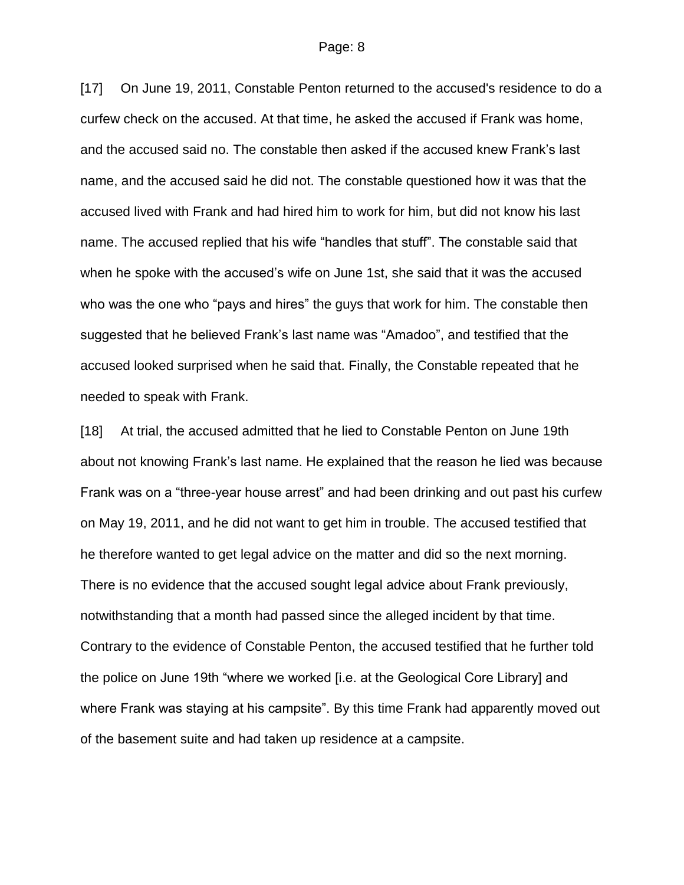[17] On June 19, 2011, Constable Penton returned to the accused's residence to do a curfew check on the accused. At that time, he asked the accused if Frank was home, and the accused said no. The constable then asked if the accused knew Frank's last name, and the accused said he did not. The constable questioned how it was that the accused lived with Frank and had hired him to work for him, but did not know his last name. The accused replied that his wife "handles that stuff". The constable said that when he spoke with the accused's wife on June 1st, she said that it was the accused who was the one who "pays and hires" the guys that work for him. The constable then suggested that he believed Frank's last name was "Amadoo", and testified that the accused looked surprised when he said that. Finally, the Constable repeated that he needed to speak with Frank.

[18] At trial, the accused admitted that he lied to Constable Penton on June 19th about not knowing Frank's last name. He explained that the reason he lied was because Frank was on a "three-year house arrest" and had been drinking and out past his curfew on May 19, 2011, and he did not want to get him in trouble. The accused testified that he therefore wanted to get legal advice on the matter and did so the next morning. There is no evidence that the accused sought legal advice about Frank previously, notwithstanding that a month had passed since the alleged incident by that time. Contrary to the evidence of Constable Penton, the accused testified that he further told the police on June 19th "where we worked [i.e. at the Geological Core Library] and where Frank was staying at his campsite". By this time Frank had apparently moved out of the basement suite and had taken up residence at a campsite.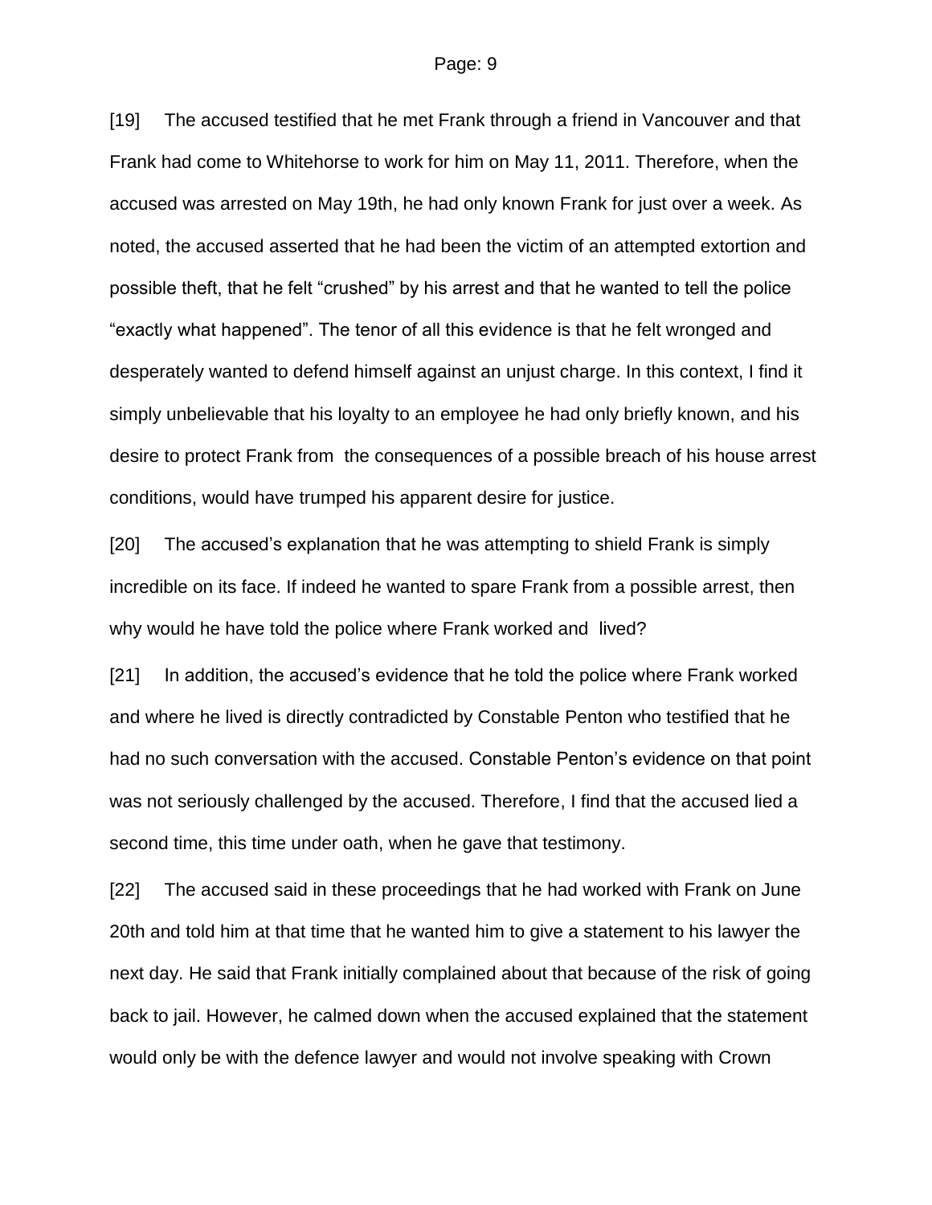[19] The accused testified that he met Frank through a friend in Vancouver and that Frank had come to Whitehorse to work for him on May 11, 2011. Therefore, when the accused was arrested on May 19th, he had only known Frank for just over a week. As noted, the accused asserted that he had been the victim of an attempted extortion and possible theft, that he felt "crushed" by his arrest and that he wanted to tell the police "exactly what happened". The tenor of all this evidence is that he felt wronged and desperately wanted to defend himself against an unjust charge. In this context, I find it simply unbelievable that his loyalty to an employee he had only briefly known, and his desire to protect Frank from the consequences of a possible breach of his house arrest conditions, would have trumped his apparent desire for justice.

[20] The accused's explanation that he was attempting to shield Frank is simply incredible on its face. If indeed he wanted to spare Frank from a possible arrest, then why would he have told the police where Frank worked and lived?

[21] In addition, the accused's evidence that he told the police where Frank worked and where he lived is directly contradicted by Constable Penton who testified that he had no such conversation with the accused. Constable Penton's evidence on that point was not seriously challenged by the accused. Therefore, I find that the accused lied a second time, this time under oath, when he gave that testimony.

[22] The accused said in these proceedings that he had worked with Frank on June 20th and told him at that time that he wanted him to give a statement to his lawyer the next day. He said that Frank initially complained about that because of the risk of going back to jail. However, he calmed down when the accused explained that the statement would only be with the defence lawyer and would not involve speaking with Crown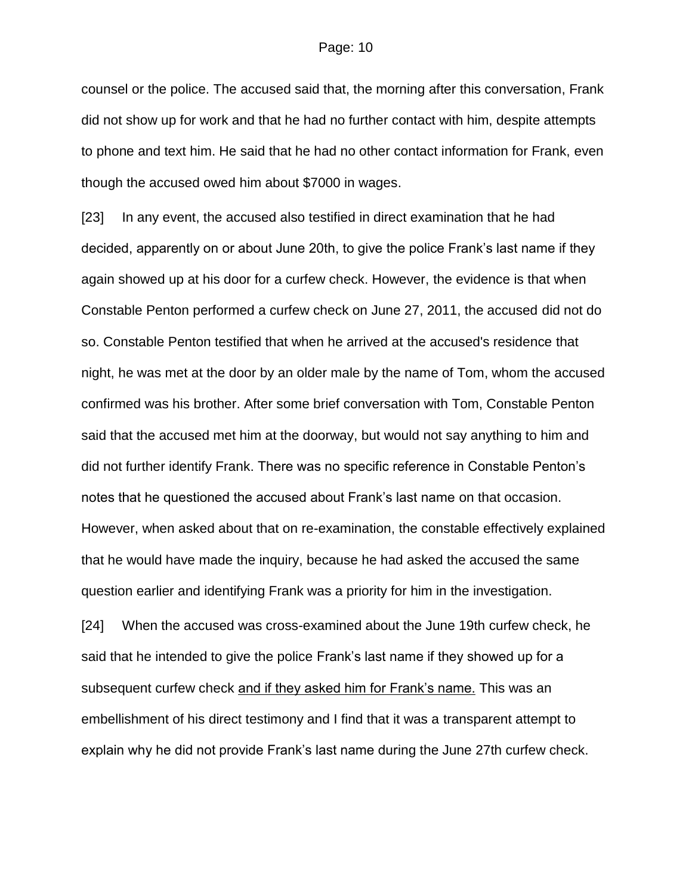counsel or the police. The accused said that, the morning after this conversation, Frank did not show up for work and that he had no further contact with him, despite attempts to phone and text him. He said that he had no other contact information for Frank, even though the accused owed him about $7000 in wages.

[23] In any event, the accused also testified in direct examination that he had decided, apparently on or about June 20th, to give the police Frank's last name if they again showed up at his door for a curfew check. However, the evidence is that when Constable Penton performed a curfew check on June 27, 2011, the accused did not do so. Constable Penton testified that when he arrived at the accused's residence that night, he was met at the door by an older male by the name of Tom, whom the accused confirmed was his brother. After some brief conversation with Tom, Constable Penton said that the accused met him at the doorway, but would not say anything to him and did not further identify Frank. There was no specific reference in Constable Penton's notes that he questioned the accused about Frank's last name on that occasion. However, when asked about that on re-examination, the constable effectively explained that he would have made the inquiry, because he had asked the accused the same question earlier and identifying Frank was a priority for him in the investigation.

[24] When the accused was cross-examined about the June 19th curfew check, he said that he intended to give the police Frank's last name if they showed up for a subsequent curfew check <u>and if they asked him for Frank's name.</u> This was an embellishment of his direct testimony and I find that it was a transparent attempt to explain why he did not provide Frank's last name during the June 27th curfew check.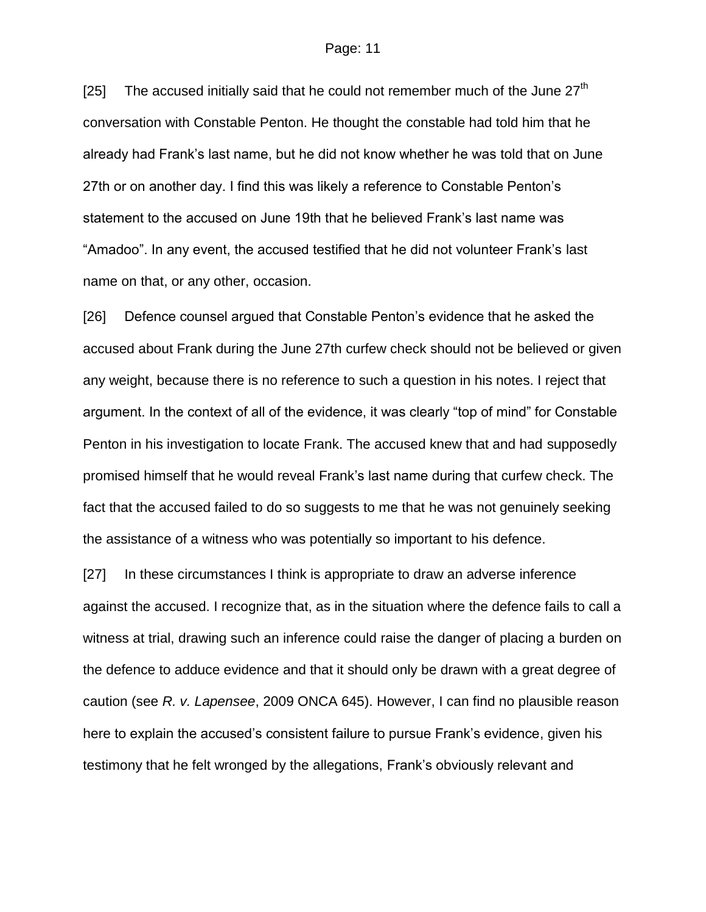[25] The accused initially said that he could not remember much of the June 27th conversation with Constable Penton. He thought the constable had told him that he already had Frank's last name, but he did not know whether he was told that on June 27th or on another day. I find this was likely a reference to Constable Penton's statement to the accused on June 19th that he believed Frank's last name was "Amadoo". In any event, the accused testified that he did not volunteer Frank's last name on that, or any other, occasion.

[26] Defence counsel argued that Constable Penton's evidence that he asked the accused about Frank during the June 27th curfew check should not be believed or given any weight, because there is no reference to such a question in his notes. I reject that argument. In the context of all of the evidence, it was clearly "top of mind" for Constable Penton in his investigation to locate Frank. The accused knew that and had supposedly promised himself that he would reveal Frank's last name during that curfew check. The fact that the accused failed to do so suggests to me that he was not genuinely seeking the assistance of a witness who was potentially so important to his defence.

[27] In these circumstances I think is appropriate to draw an adverse inference against the accused. I recognize that, as in the situation where the defence fails to call a witness at trial, drawing such an inference could raise the danger of placing a burden on the defence to adduce evidence and that it should only be drawn with a great degree of caution (see *R. v. Lapensee*, 2009 ONCA 645). However, I can find no plausible reason here to explain the accused's consistent failure to pursue Frank's evidence, given his testimony that he felt wronged by the allegations, Frank's obviously relevant and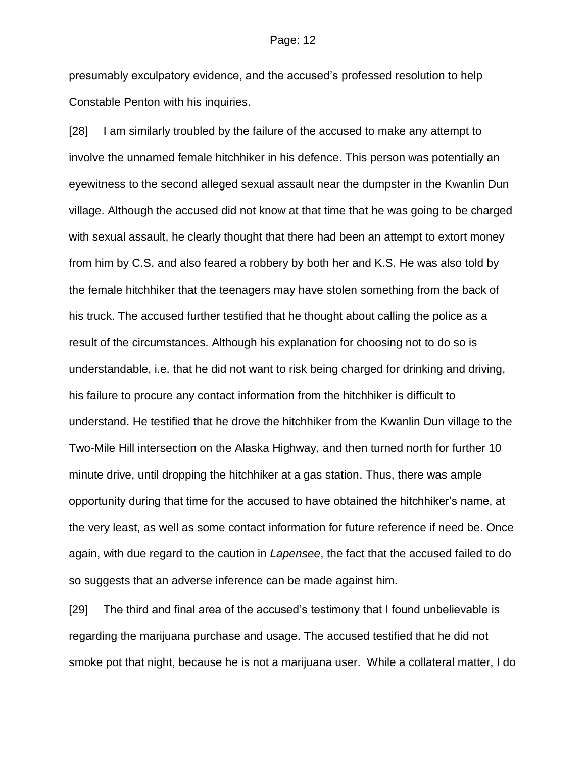presumably exculpatory evidence, and the accused's professed resolution to help Constable Penton with his inquiries.

[28] I am similarly troubled by the failure of the accused to make any attempt to involve the unnamed female hitchhiker in his defence. This person was potentially an eyewitness to the second alleged sexual assault near the dumpster in the Kwanlin Dun village. Although the accused did not know at that time that he was going to be charged with sexual assault, he clearly thought that there had been an attempt to extort money from him by C.S. and also feared a robbery by both her and K.S. He was also told by the female hitchhiker that the teenagers may have stolen something from the back of his truck. The accused further testified that he thought about calling the police as a result of the circumstances. Although his explanation for choosing not to do so is understandable, i.e. that he did not want to risk being charged for drinking and driving, his failure to procure any contact information from the hitchhiker is difficult to understand. He testified that he drove the hitchhiker from the Kwanlin Dun village to the Two-Mile Hill intersection on the Alaska Highway, and then turned north for further 10 minute drive, until dropping the hitchhiker at a gas station. Thus, there was ample opportunity during that time for the accused to have obtained the hitchhiker's name, at the very least, as well as some contact information for future reference if need be. Once again, with due regard to the caution in *Lapensee*, the fact that the accused failed to do so suggests that an adverse inference can be made against him.

[29] The third and final area of the accused's testimony that I found unbelievable is regarding the marijuana purchase and usage. The accused testified that he did not smoke pot that night, because he is not a marijuana user. While a collateral matter, I do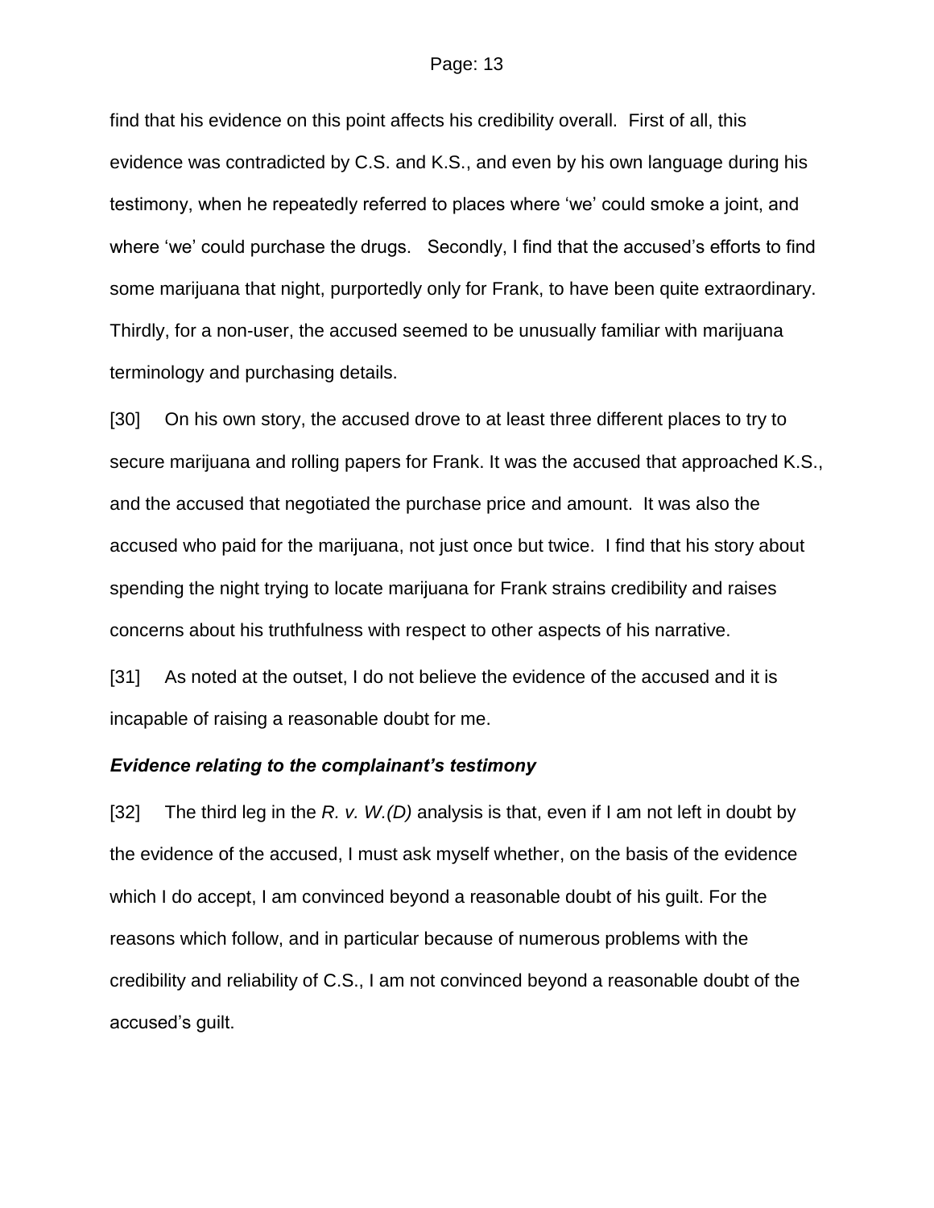find that his evidence on this point affects his credibility overall. First of all, this evidence was contradicted by C.S. and K.S., and even by his own language during his testimony, when he repeatedly referred to places where 'we' could smoke a joint, and where 'we' could purchase the drugs. Secondly, I find that the accused's efforts to find some marijuana that night, purportedly only for Frank, to have been quite extraordinary. Thirdly, for a non-user, the accused seemed to be unusually familiar with marijuana terminology and purchasing details.

[30] On his own story, the accused drove to at least three different places to try to secure marijuana and rolling papers for Frank. It was the accused that approached K.S., and the accused that negotiated the purchase price and amount. It was also the accused who paid for the marijuana, not just once but twice. I find that his story about spending the night trying to locate marijuana for Frank strains credibility and raises concerns about his truthfulness with respect to other aspects of his narrative.

[31] As noted at the outset, I do not believe the evidence of the accused and it is incapable of raising a reasonable doubt for me.

### *Evidence relating to the complainant's testimony*

[32] The third leg in the *R. v. W.(D)* analysis is that, even if I am not left in doubt by the evidence of the accused, I must ask myself whether, on the basis of the evidence which I do accept, I am convinced beyond a reasonable doubt of his guilt. For the reasons which follow, and in particular because of numerous problems with the credibility and reliability of C.S., I am not convinced beyond a reasonable doubt of the accused's guilt.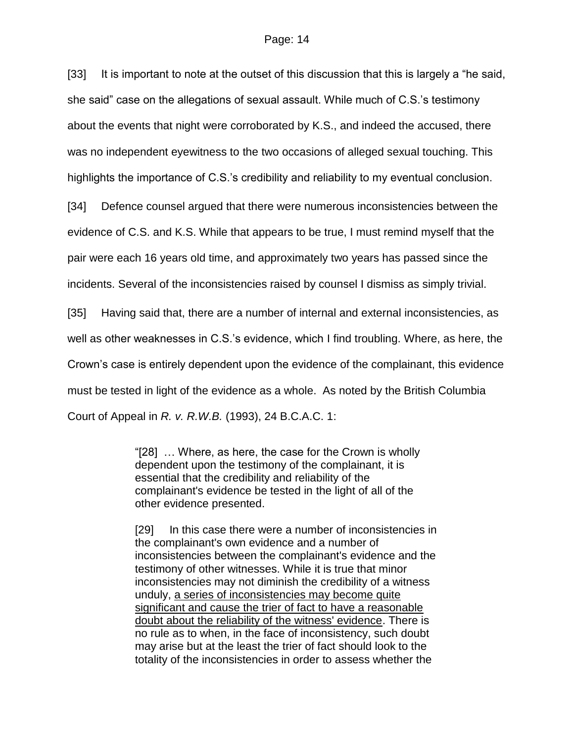[33] It is important to note at the outset of this discussion that this is largely a "he said, she said" case on the allegations of sexual assault. While much of C.S.'s testimony about the events that night were corroborated by K.S., and indeed the accused, there was no independent eyewitness to the two occasions of alleged sexual touching. This highlights the importance of C.S.'s credibility and reliability to my eventual conclusion.

[34] Defence counsel argued that there were numerous inconsistencies between the evidence of C.S. and K.S. While that appears to be true, I must remind myself that the pair were each 16 years old time, and approximately two years has passed since the incidents. Several of the inconsistencies raised by counsel I dismiss as simply trivial.

[35] Having said that, there are a number of internal and external inconsistencies, as well as other weaknesses in C.S.'s evidence, which I find troubling. Where, as here, the Crown's case is entirely dependent upon the evidence of the complainant, this evidence must be tested in light of the evidence as a whole. As noted by the British Columbia Court of Appeal in *R. v. R.W.B.* (1993), 24 B.C.A.C. 1:

> "[28] … Where, as here, the case for the Crown is wholly dependent upon the testimony of the complainant, it is essential that the credibility and reliability of the complainant's evidence be tested in the light of all of the other evidence presented.
>
> [29] In this case there were a number of inconsistencies in the complainant's own evidence and a number of inconsistencies between the complainant's evidence and the testimony of other witnesses. While it is true that minor inconsistencies may not diminish the credibility of a witness unduly, <u>a series of inconsistencies may become quite significant and cause the trier of fact to have a reasonable doubt about the reliability of the witness' evidence</u>. There is no rule as to when, in the face of inconsistency, such doubt may arise but at the least the trier of fact should look to the totality of the inconsistencies in order to assess whether the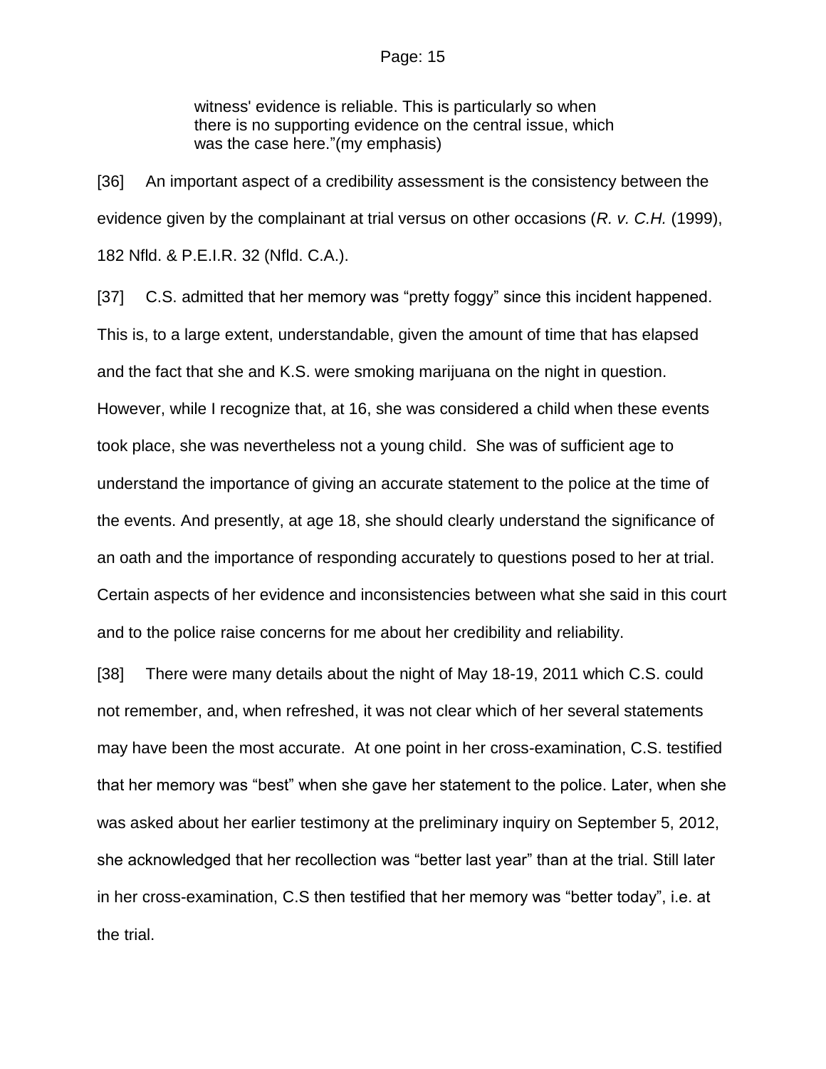> witness' evidence is reliable. This is particularly so when there is no supporting evidence on the central issue, which was the case here."(my emphasis)

[36] An important aspect of a credibility assessment is the consistency between the evidence given by the complainant at trial versus on other occasions (*R. v. C.H.* (1999), 182 Nfld. & P.E.I.R. 32 (Nfld. C.A.).

[37] C.S. admitted that her memory was "pretty foggy" since this incident happened. This is, to a large extent, understandable, given the amount of time that has elapsed and the fact that she and K.S. were smoking marijuana on the night in question. However, while I recognize that, at 16, she was considered a child when these events took place, she was nevertheless not a young child. She was of sufficient age to understand the importance of giving an accurate statement to the police at the time of the events. And presently, at age 18, she should clearly understand the significance of an oath and the importance of responding accurately to questions posed to her at trial. Certain aspects of her evidence and inconsistencies between what she said in this court and to the police raise concerns for me about her credibility and reliability.

[38] There were many details about the night of May 18-19, 2011 which C.S. could not remember, and, when refreshed, it was not clear which of her several statements may have been the most accurate. At one point in her cross-examination, C.S. testified that her memory was "best" when she gave her statement to the police. Later, when she was asked about her earlier testimony at the preliminary inquiry on September 5, 2012, she acknowledged that her recollection was "better last year" than at the trial. Still later in her cross-examination, C.S then testified that her memory was "better today", i.e. at the trial.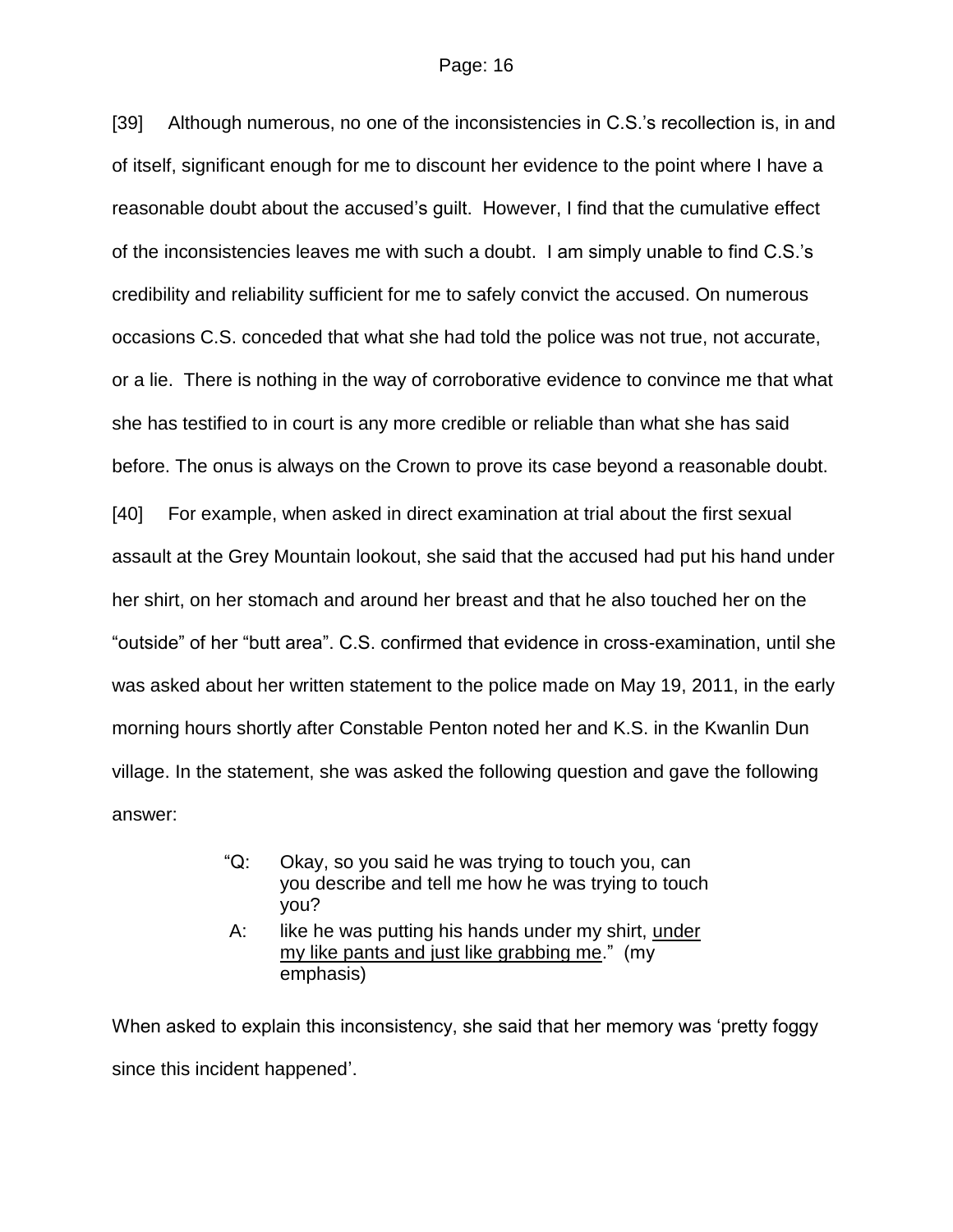[39] Although numerous, no one of the inconsistencies in C.S.'s recollection is, in and of itself, significant enough for me to discount her evidence to the point where I have a reasonable doubt about the accused's guilt. However, I find that the cumulative effect of the inconsistencies leaves me with such a doubt. I am simply unable to find C.S.'s credibility and reliability sufficient for me to safely convict the accused. On numerous occasions C.S. conceded that what she had told the police was not true, not accurate, or a lie. There is nothing in the way of corroborative evidence to convince me that what she has testified to in court is any more credible or reliable than what she has said before. The onus is always on the Crown to prove its case beyond a reasonable doubt.

[40] For example, when asked in direct examination at trial about the first sexual assault at the Grey Mountain lookout, she said that the accused had put his hand under her shirt, on her stomach and around her breast and that he also touched her on the "outside" of her "butt area". C.S. confirmed that evidence in cross-examination, until she was asked about her written statement to the police made on May 19, 2011, in the early morning hours shortly after Constable Penton noted her and K.S. in the Kwanlin Dun village. In the statement, she was asked the following question and gave the following answer:

> "Q: Okay, so you said he was trying to touch you, can you describe and tell me how he was trying to touch you?
>
> A: like he was putting his hands under my shirt, <u>under my like pants and just like grabbing me</u>." (my emphasis)

When asked to explain this inconsistency, she said that her memory was 'pretty foggy since this incident happened'.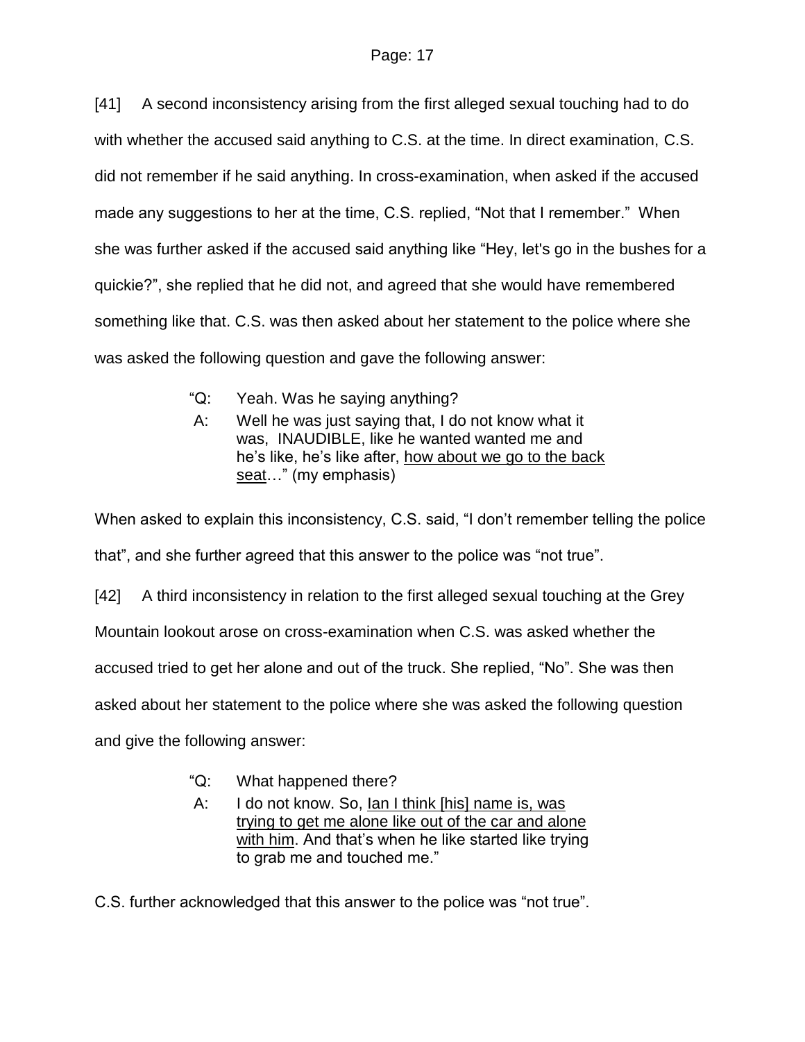[41] A second inconsistency arising from the first alleged sexual touching had to do with whether the accused said anything to C.S. at the time. In direct examination, C.S. did not remember if he said anything. In cross-examination, when asked if the accused made any suggestions to her at the time, C.S. replied, "Not that I remember." When she was further asked if the accused said anything like "Hey, let's go in the bushes for a quickie?", she replied that he did not, and agreed that she would have remembered something like that. C.S. was then asked about her statement to the police where she was asked the following question and gave the following answer:

> "Q: Yeah. Was he saying anything?
>
> A: Well he was just saying that, I do not know what it was, INAUDIBLE, like he wanted wanted me and he's like, he's like after, <u>how about we go to the back seat</u>…" (my emphasis)

When asked to explain this inconsistency, C.S. said, "I don't remember telling the police that", and she further agreed that this answer to the police was "not true".

[42] A third inconsistency in relation to the first alleged sexual touching at the Grey Mountain lookout arose on cross-examination when C.S. was asked whether the accused tried to get her alone and out of the truck. She replied, "No". She was then asked about her statement to the police where she was asked the following question and give the following answer:

> "Q: What happened there?
>
> A: I do not know. So, <u>Ian I think [his] name is, was trying to get me alone like out of the car and alone with him</u>. And that's when he like started like trying to grab me and touched me."

C.S. further acknowledged that this answer to the police was "not true".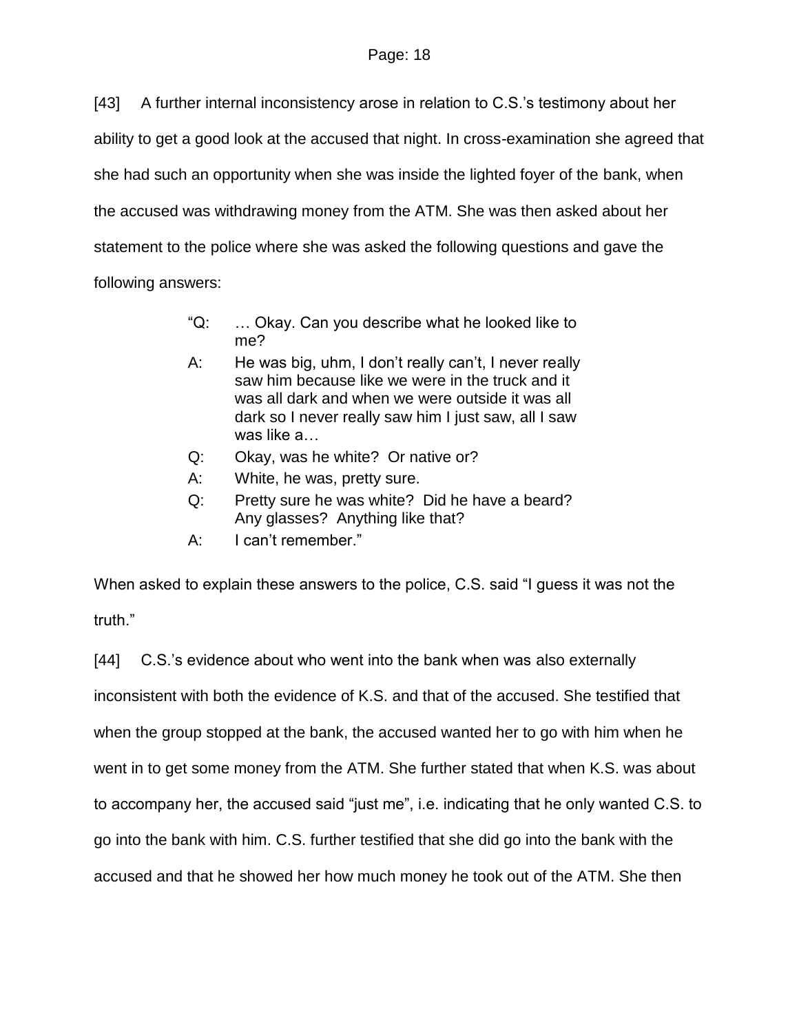[43] A further internal inconsistency arose in relation to C.S.'s testimony about her ability to get a good look at the accused that night. In cross-examination she agreed that she had such an opportunity when she was inside the lighted foyer of the bank, when the accused was withdrawing money from the ATM. She was then asked about her statement to the police where she was asked the following questions and gave the following answers:

> "Q: … Okay. Can you describe what he looked like to me?
>
> A: He was big, uhm, I don't really can't, I never really saw him because like we were in the truck and it was all dark and when we were outside it was all dark so I never really saw him I just saw, all I saw was like a…
>
> Q: Okay, was he white? Or native or?
>
> A: White, he was, pretty sure.
>
> Q: Pretty sure he was white? Did he have a beard? Any glasses? Anything like that?
>
> A: I can't remember."

When asked to explain these answers to the police, C.S. said "I guess it was not the truth."

[44] C.S.'s evidence about who went into the bank when was also externally inconsistent with both the evidence of K.S. and that of the accused. She testified that when the group stopped at the bank, the accused wanted her to go with him when he went in to get some money from the ATM. She further stated that when K.S. was about to accompany her, the accused said "just me", i.e. indicating that he only wanted C.S. to go into the bank with him. C.S. further testified that she did go into the bank with the accused and that he showed her how much money he took out of the ATM. She then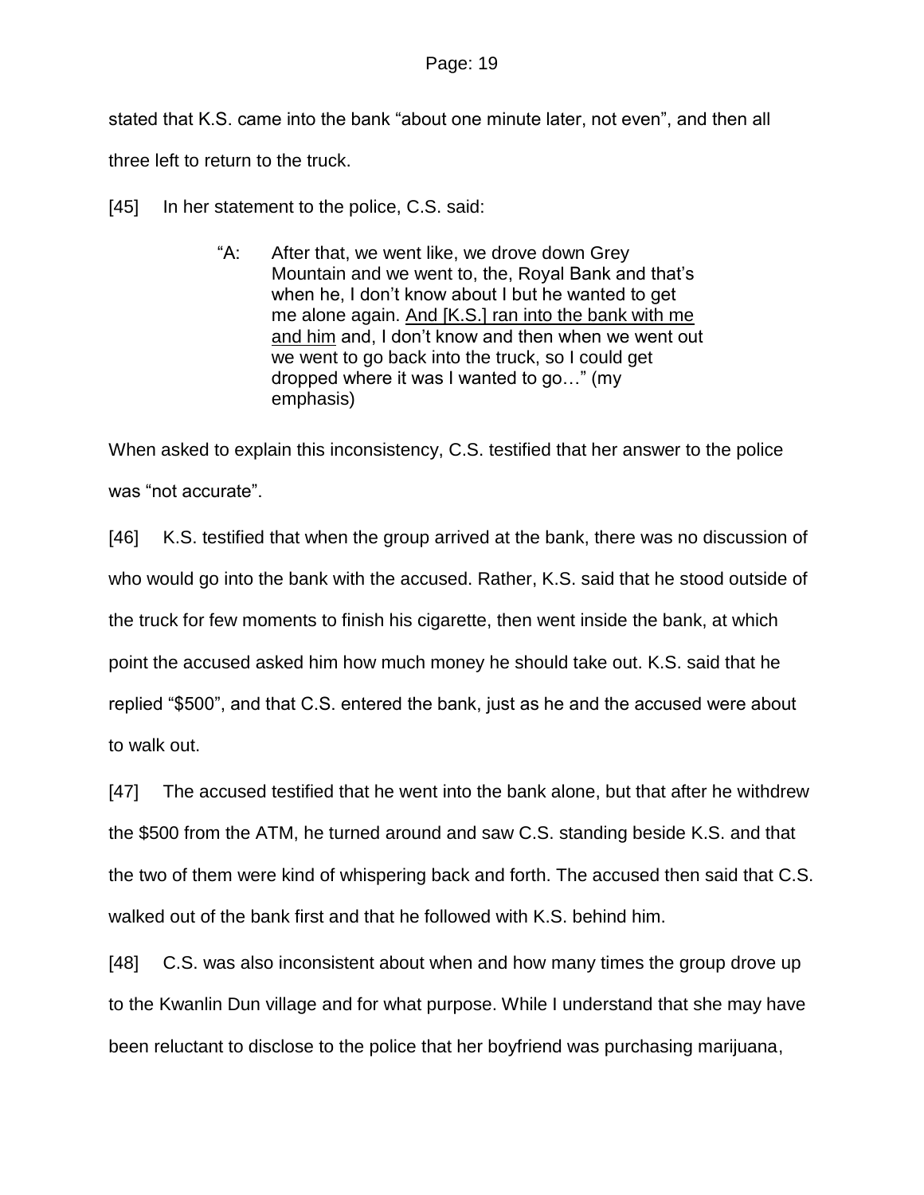stated that K.S. came into the bank "about one minute later, not even", and then all three left to return to the truck.

[45] In her statement to the police, C.S. said:

> "A: After that, we went like, we drove down Grey Mountain and we went to, the, Royal Bank and that's when he, I don't know about I but he wanted to get me alone again. <u>And [K.S.] ran into the bank with me and him</u> and, I don't know and then when we went out we went to go back into the truck, so I could get dropped where it was I wanted to go…" (my emphasis)

When asked to explain this inconsistency, C.S. testified that her answer to the police was "not accurate".

[46] K.S. testified that when the group arrived at the bank, there was no discussion of who would go into the bank with the accused. Rather, K.S. said that he stood outside of the truck for few moments to finish his cigarette, then went inside the bank, at which point the accused asked him how much money he should take out. K.S. said that he replied "$500", and that C.S. entered the bank, just as he and the accused were about to walk out.

[47] The accused testified that he went into the bank alone, but that after he withdrew the $500 from the ATM, he turned around and saw C.S. standing beside K.S. and that the two of them were kind of whispering back and forth. The accused then said that C.S. walked out of the bank first and that he followed with K.S. behind him.

[48] C.S. was also inconsistent about when and how many times the group drove up to the Kwanlin Dun village and for what purpose. While I understand that she may have been reluctant to disclose to the police that her boyfriend was purchasing marijuana,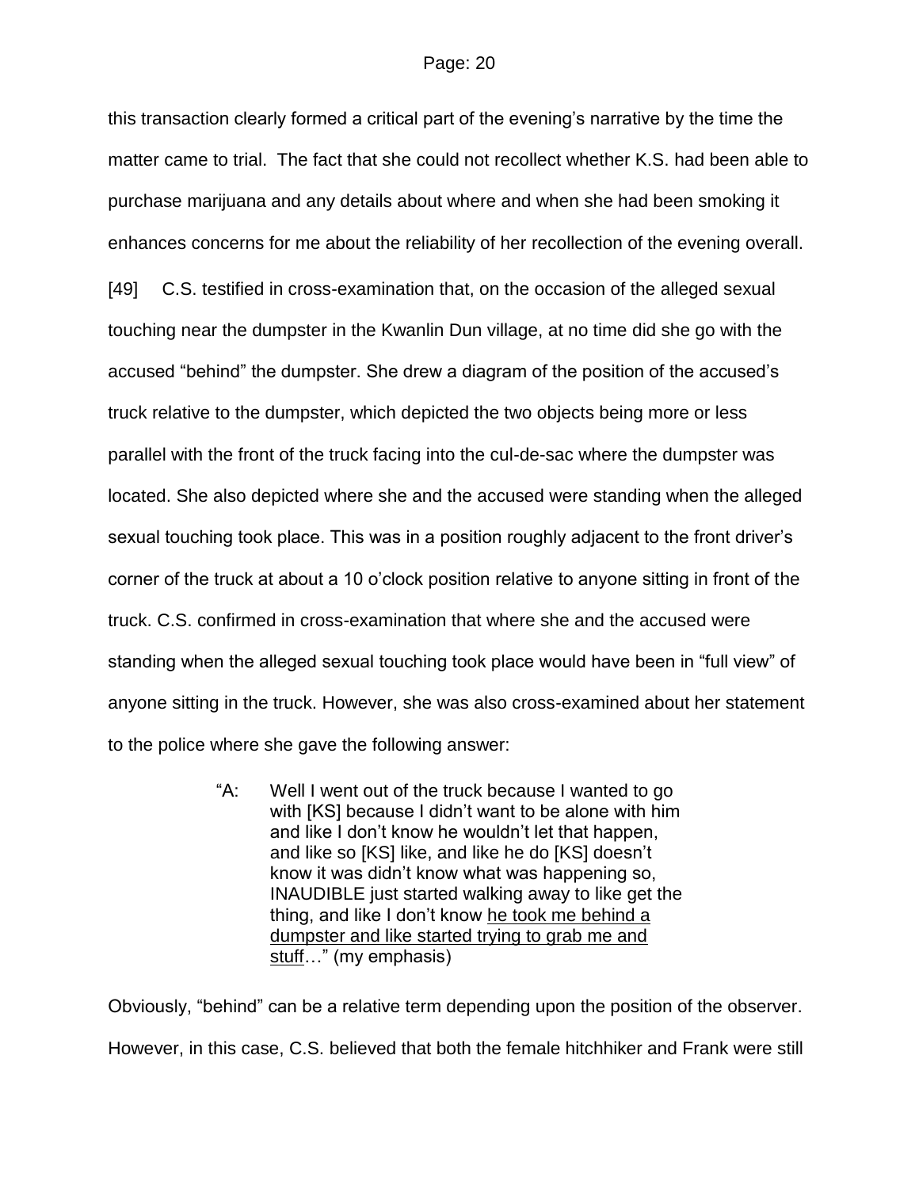this transaction clearly formed a critical part of the evening's narrative by the time the matter came to trial. The fact that she could not recollect whether K.S. had been able to purchase marijuana and any details about where and when she had been smoking it enhances concerns for me about the reliability of her recollection of the evening overall.

[49] C.S. testified in cross-examination that, on the occasion of the alleged sexual touching near the dumpster in the Kwanlin Dun village, at no time did she go with the accused "behind" the dumpster. She drew a diagram of the position of the accused's truck relative to the dumpster, which depicted the two objects being more or less parallel with the front of the truck facing into the cul-de-sac where the dumpster was located. She also depicted where she and the accused were standing when the alleged sexual touching took place. This was in a position roughly adjacent to the front driver's corner of the truck at about a 10 o'clock position relative to anyone sitting in front of the truck. C.S. confirmed in cross-examination that where she and the accused were standing when the alleged sexual touching took place would have been in "full view" of anyone sitting in the truck. However, she was also cross-examined about her statement to the police where she gave the following answer:

> "A: Well I went out of the truck because I wanted to go with [KS] because I didn't want to be alone with him and like I don't know he wouldn't let that happen, and like so [KS] like, and like he do [KS] doesn't know it was didn't know what was happening so, INAUDIBLE just started walking away to like get the thing, and like I don't know <u>he took me behind a dumpster and like started trying to grab me and stuff</u>…" (my emphasis)

Obviously, "behind" can be a relative term depending upon the position of the observer. However, in this case, C.S. believed that both the female hitchhiker and Frank were still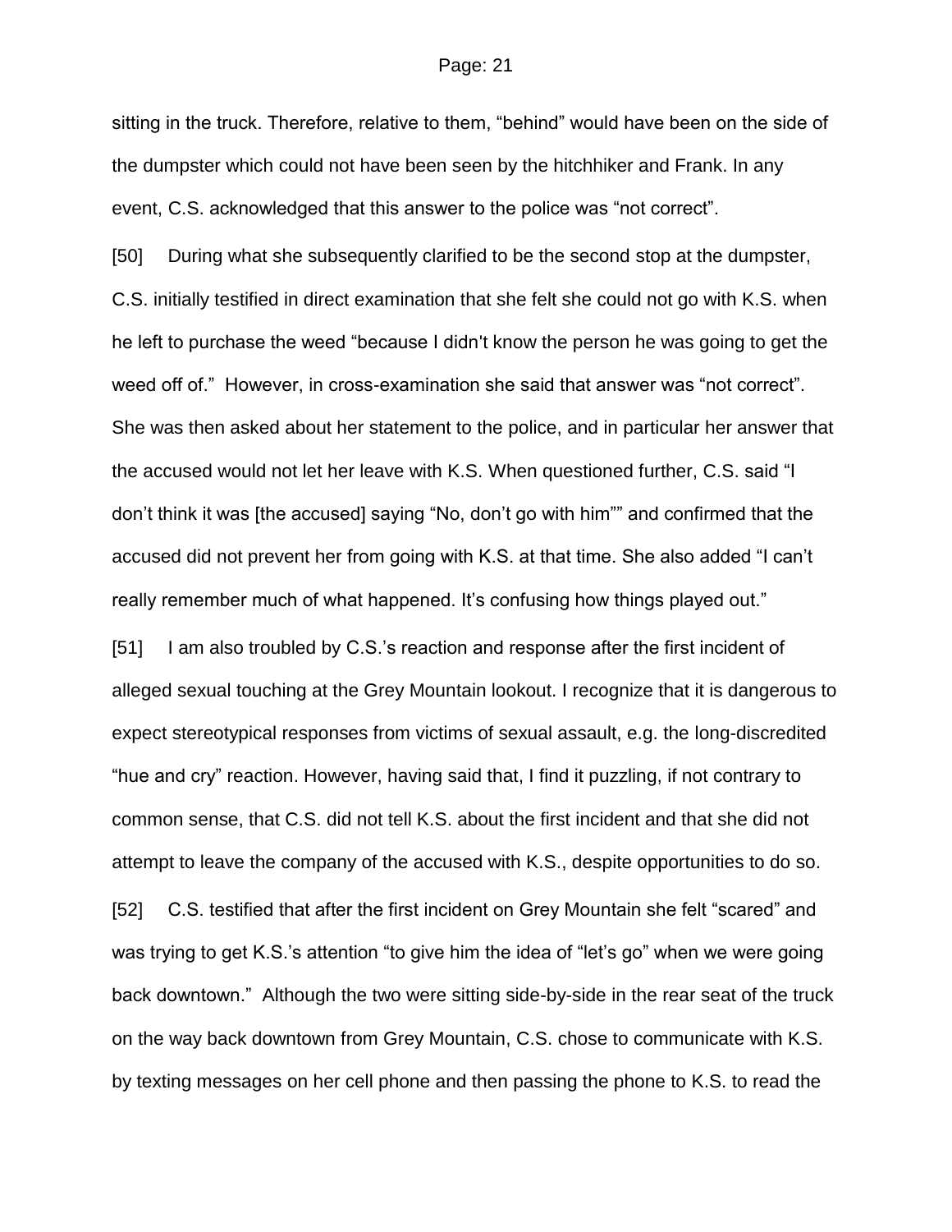sitting in the truck. Therefore, relative to them, "behind" would have been on the side of the dumpster which could not have been seen by the hitchhiker and Frank. In any event, C.S. acknowledged that this answer to the police was "not correct".

[50] During what she subsequently clarified to be the second stop at the dumpster, C.S. initially testified in direct examination that she felt she could not go with K.S. when he left to purchase the weed "because I didn't know the person he was going to get the weed off of." However, in cross-examination she said that answer was "not correct". She was then asked about her statement to the police, and in particular her answer that the accused would not let her leave with K.S. When questioned further, C.S. said "I don't think it was [the accused] saying "No, don't go with him"" and confirmed that the accused did not prevent her from going with K.S. at that time. She also added "I can't really remember much of what happened. It's confusing how things played out."

[51] I am also troubled by C.S.'s reaction and response after the first incident of alleged sexual touching at the Grey Mountain lookout. I recognize that it is dangerous to expect stereotypical responses from victims of sexual assault, e.g. the long-discredited "hue and cry" reaction. However, having said that, I find it puzzling, if not contrary to common sense, that C.S. did not tell K.S. about the first incident and that she did not attempt to leave the company of the accused with K.S., despite opportunities to do so.

[52] C.S. testified that after the first incident on Grey Mountain she felt "scared" and was trying to get K.S.'s attention "to give him the idea of "let's go" when we were going back downtown." Although the two were sitting side-by-side in the rear seat of the truck on the way back downtown from Grey Mountain, C.S. chose to communicate with K.S. by texting messages on her cell phone and then passing the phone to K.S. to read the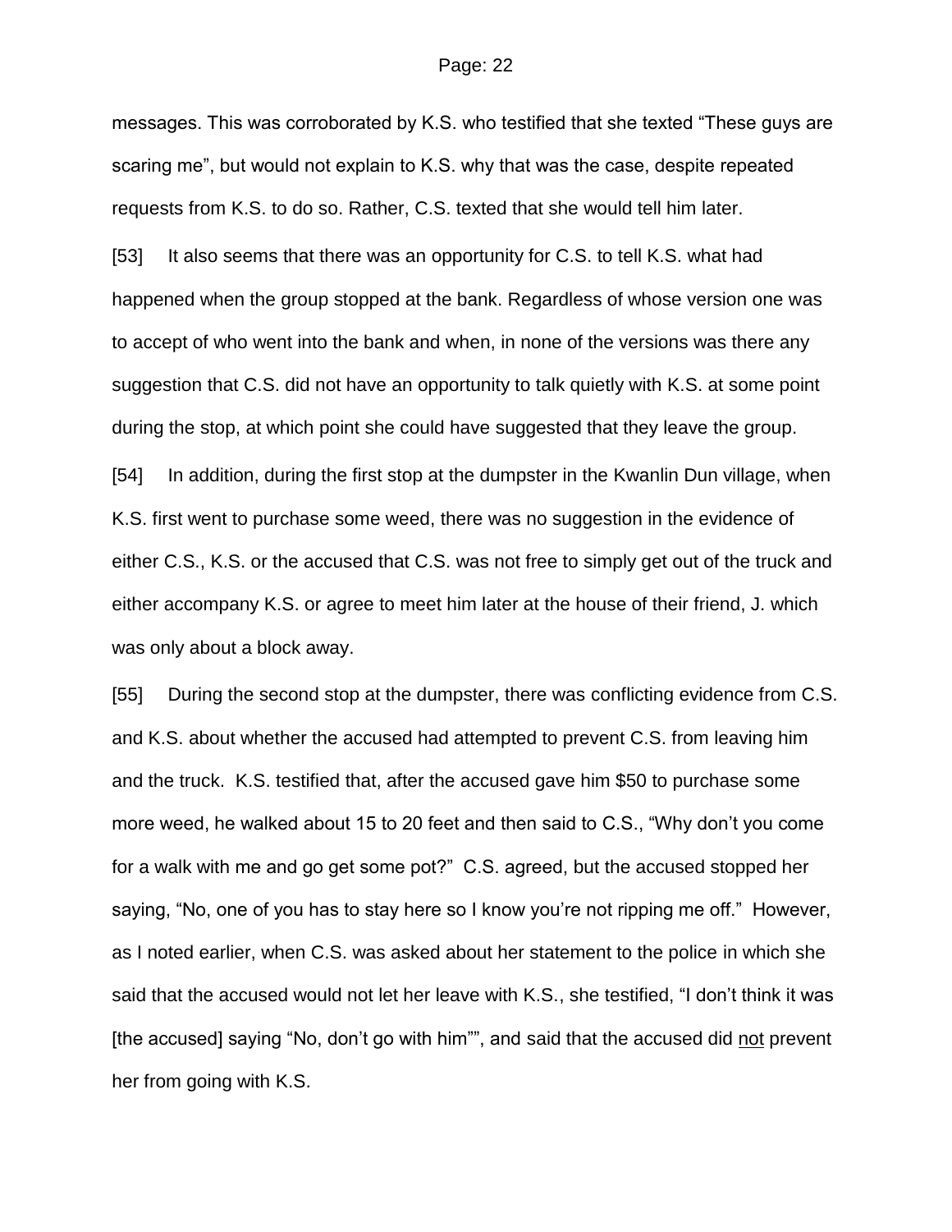messages. This was corroborated by K.S. who testified that she texted "These guys are scaring me", but would not explain to K.S. why that was the case, despite repeated requests from K.S. to do so. Rather, C.S. texted that she would tell him later.

[53] It also seems that there was an opportunity for C.S. to tell K.S. what had happened when the group stopped at the bank. Regardless of whose version one was to accept of who went into the bank and when, in none of the versions was there any suggestion that C.S. did not have an opportunity to talk quietly with K.S. at some point during the stop, at which point she could have suggested that they leave the group.

[54] In addition, during the first stop at the dumpster in the Kwanlin Dun village, when K.S. first went to purchase some weed, there was no suggestion in the evidence of either C.S., K.S. or the accused that C.S. was not free to simply get out of the truck and either accompany K.S. or agree to meet him later at the house of their friend, J. which was only about a block away.

[55] During the second stop at the dumpster, there was conflicting evidence from C.S. and K.S. about whether the accused had attempted to prevent C.S. from leaving him and the truck. K.S. testified that, after the accused gave him $50 to purchase some more weed, he walked about 15 to 20 feet and then said to C.S., "Why don't you come for a walk with me and go get some pot?" C.S. agreed, but the accused stopped her saying, "No, one of you has to stay here so I know you're not ripping me off." However, as I noted earlier, when C.S. was asked about her statement to the police in which she said that the accused would not let her leave with K.S., she testified, "I don't think it was [the accused] saying "No, don't go with him"", and said that the accused did <u>not</u> prevent her from going with K.S.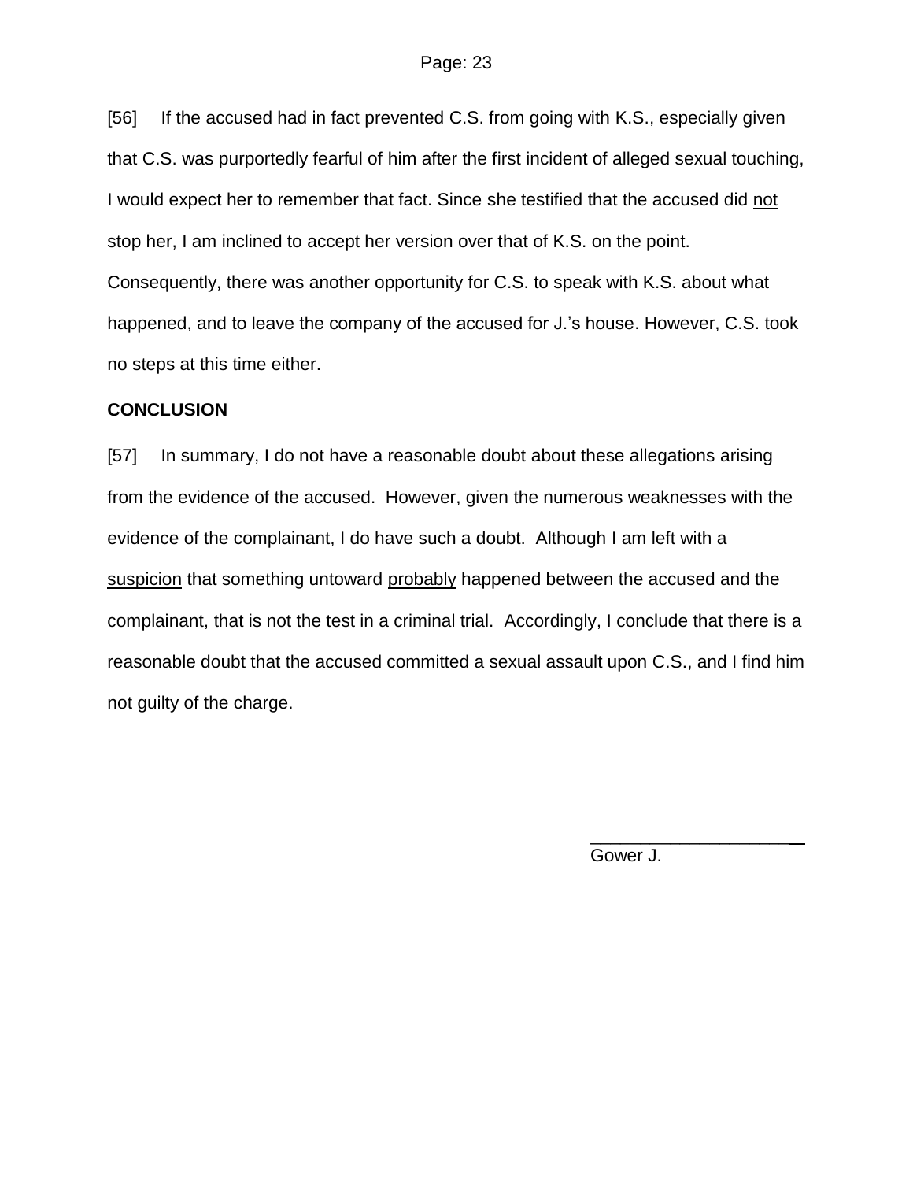[56] If the accused had in fact prevented C.S. from going with K.S., especially given that C.S. was purportedly fearful of him after the first incident of alleged sexual touching, I would expect her to remember that fact. Since she testified that the accused did <u>not</u> stop her, I am inclined to accept her version over that of K.S. on the point. Consequently, there was another opportunity for C.S. to speak with K.S. about what happened, and to leave the company of the accused for J.'s house. However, C.S. took no steps at this time either.

**CONCLUSION**

[57] In summary, I do not have a reasonable doubt about these allegations arising from the evidence of the accused. However, given the numerous weaknesses with the evidence of the complainant, I do have such a doubt. Although I am left with a <u>suspicion</u> that something untoward <u>probably</u> happened between the accused and the complainant, that is not the test in a criminal trial. Accordingly, I conclude that there is a reasonable doubt that the accused committed a sexual assault upon C.S., and I find him not guilty of the charge.

_____________________
Gower J.